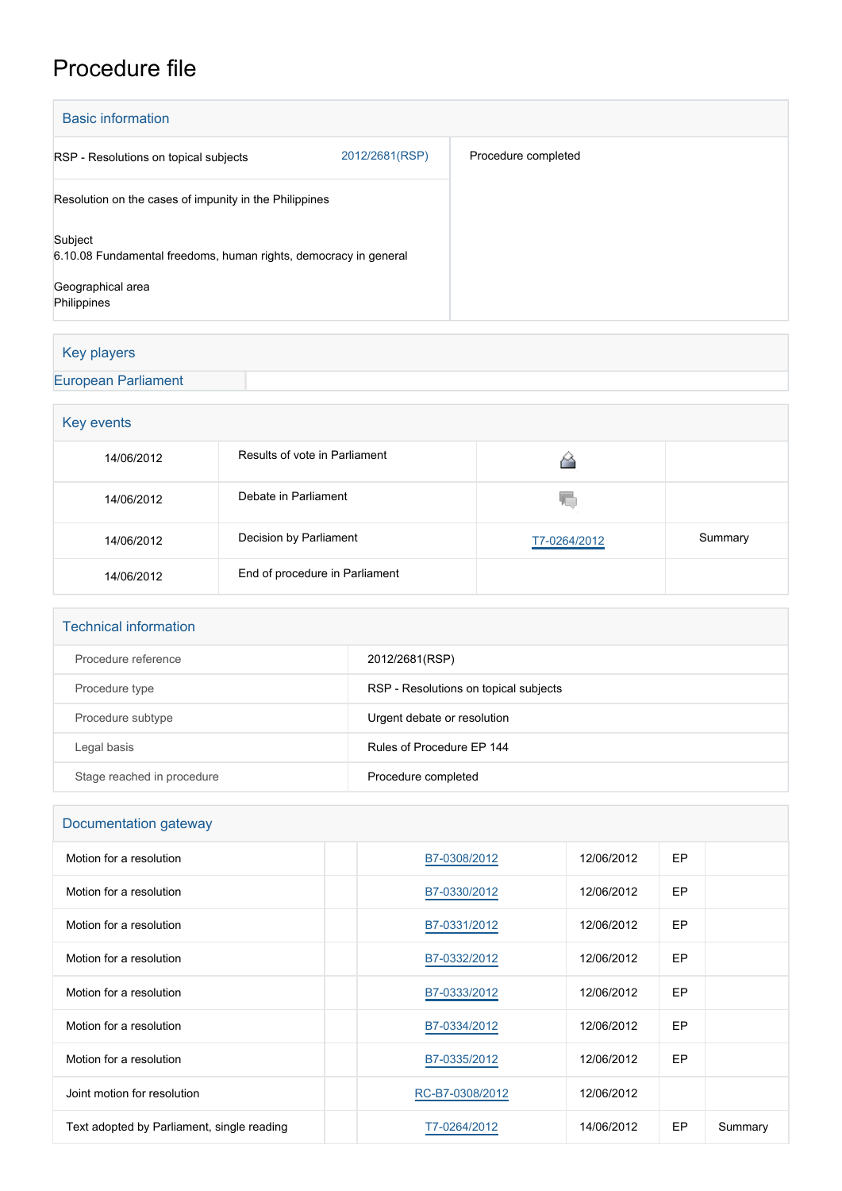# Procedure file

## Basic information

| | | |
|---|---|---|
| RSP - Resolutions on topical subjects | 2012/2681(RSP) | Procedure completed |
| Resolution on the cases of impunity in the Philippines | | |
| Subject<br>6.10.08 Fundamental freedoms, human rights, democracy in general<br><br>Geographical area<br>Philippines | | |

## Key players

European Parliament

## Key events

| | | | |
|---|---|---|---|
| 14/06/2012 | Results of vote in Parliament | | |
| 14/06/2012 | Debate in Parliament | | |
| 14/06/2012 | Decision by Parliament | T7-0264/2012 | Summary |
| 14/06/2012 | End of procedure in Parliament | | |

## Technical information

| | |
|---|---|
| Procedure reference | 2012/2681(RSP) |
| Procedure type | RSP - Resolutions on topical subjects |
| Procedure subtype | Urgent debate or resolution |
| Legal basis | Rules of Procedure EP 144 |
| Stage reached in procedure | Procedure completed |

## Documentation gateway

| | | | | | |
|---|---|---|---|---|---|
| Motion for a resolution | | B7-0308/2012 | 12/06/2012 | EP | |
| Motion for a resolution | | B7-0330/2012 | 12/06/2012 | EP | |
| Motion for a resolution | | B7-0331/2012 | 12/06/2012 | EP | |
| Motion for a resolution | | B7-0332/2012 | 12/06/2012 | EP | |
| Motion for a resolution | | B7-0333/2012 | 12/06/2012 | EP | |
| Motion for a resolution | | B7-0334/2012 | 12/06/2012 | EP | |
| Motion for a resolution | | B7-0335/2012 | 12/06/2012 | EP | |
| Joint motion for resolution | | RC-B7-0308/2012 | 12/06/2012 | | |
| Text adopted by Parliament, single reading | | T7-0264/2012 | 14/06/2012 | EP | Summary |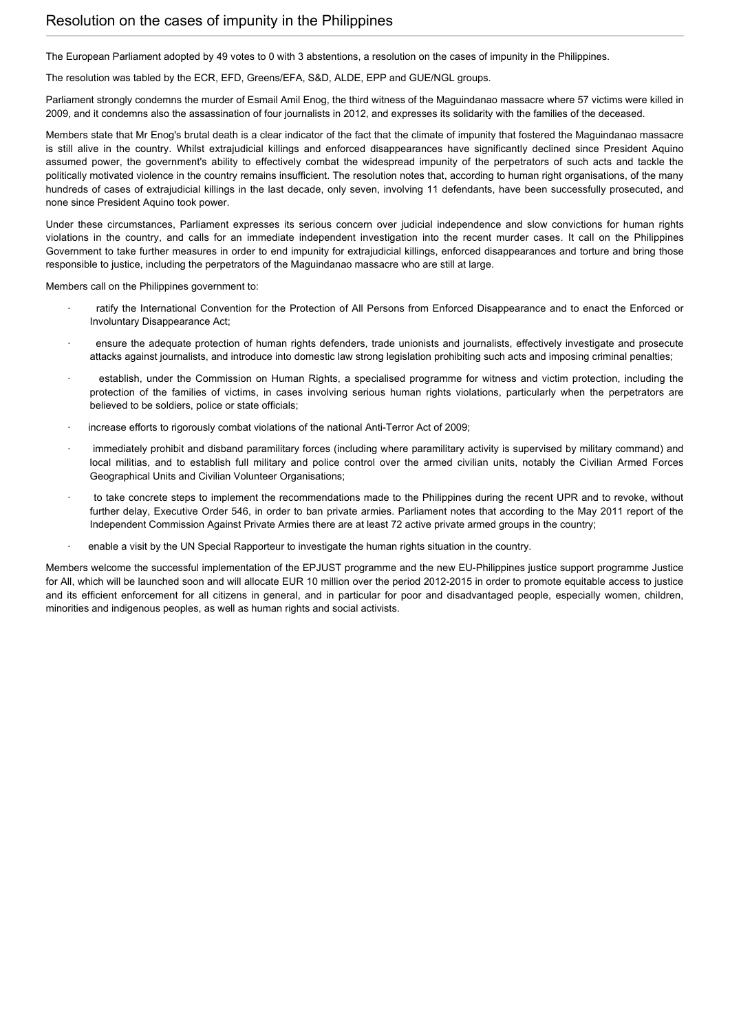# Resolution on the cases of impunity in the Philippines

The European Parliament adopted by 49 votes to 0 with 3 abstentions, a resolution on the cases of impunity in the Philippines.

The resolution was tabled by the ECR, EFD, Greens/EFA, S&D, ALDE, EPP and GUE/NGL groups.

Parliament strongly condemns the murder of Esmail Amil Enog, the third witness of the Maguindanao massacre where 57 victims were killed in 2009, and it condemns also the assassination of four journalists in 2012, and expresses its solidarity with the families of the deceased.

Members state that Mr Enog's brutal death is a clear indicator of the fact that the climate of impunity that fostered the Maguindanao massacre is still alive in the country. Whilst extrajudicial killings and enforced disappearances have significantly declined since President Aquino assumed power, the government's ability to effectively combat the widespread impunity of the perpetrators of such acts and tackle the politically motivated violence in the country remains insufficient. The resolution notes that, according to human right organisations, of the many hundreds of cases of extrajudicial killings in the last decade, only seven, involving 11 defendants, have been successfully prosecuted, and none since President Aquino took power.

Under these circumstances, Parliament expresses its serious concern over judicial independence and slow convictions for human rights violations in the country, and calls for an immediate independent investigation into the recent murder cases. It call on the Philippines Government to take further measures in order to end impunity for extrajudicial killings, enforced disappearances and torture and bring those responsible to justice, including the perpetrators of the Maguindanao massacre who are still at large.

Members call on the Philippines government to:

- ratify the International Convention for the Protection of All Persons from Enforced Disappearance and to enact the Enforced or Involuntary Disappearance Act;
- ensure the adequate protection of human rights defenders, trade unionists and journalists, effectively investigate and prosecute attacks against journalists, and introduce into domestic law strong legislation prohibiting such acts and imposing criminal penalties;
- establish, under the Commission on Human Rights, a specialised programme for witness and victim protection, including the protection of the families of victims, in cases involving serious human rights violations, particularly when the perpetrators are believed to be soldiers, police or state officials;
- increase efforts to rigorously combat violations of the national Anti-Terror Act of 2009;
- immediately prohibit and disband paramilitary forces (including where paramilitary activity is supervised by military command) and local militias, and to establish full military and police control over the armed civilian units, notably the Civilian Armed Forces Geographical Units and Civilian Volunteer Organisations;
- to take concrete steps to implement the recommendations made to the Philippines during the recent UPR and to revoke, without further delay, Executive Order 546, in order to ban private armies. Parliament notes that according to the May 2011 report of the Independent Commission Against Private Armies there are at least 72 active private armed groups in the country;
- enable a visit by the UN Special Rapporteur to investigate the human rights situation in the country.

Members welcome the successful implementation of the EPJUST programme and the new EU-Philippines justice support programme Justice for All, which will be launched soon and will allocate EUR 10 million over the period 2012-2015 in order to promote equitable access to justice and its efficient enforcement for all citizens in general, and in particular for poor and disadvantaged people, especially women, children, minorities and indigenous peoples, as well as human rights and social activists.